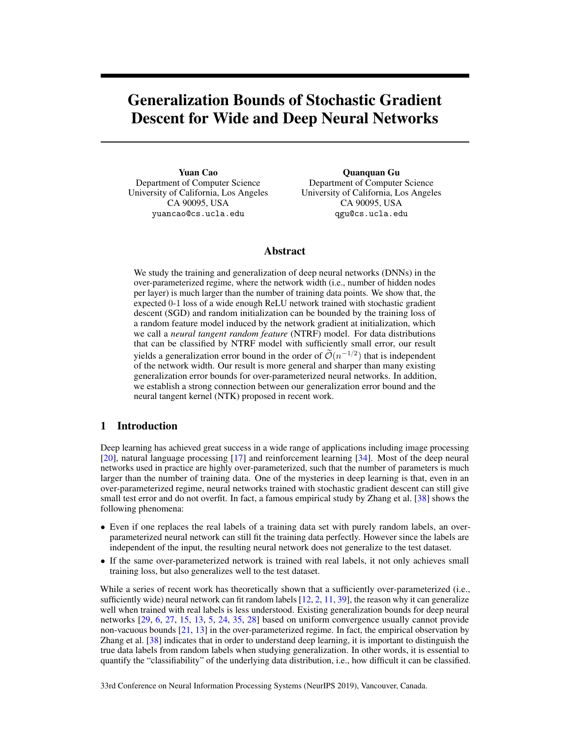# Generalization Bounds of Stochastic Gradient Descent for Wide and Deep Neural Networks

**Yuan Cao**
Department of Computer Science
University of California, Los Angeles
CA 90095, USA
`yuancao@cs.ucla.edu`

**Quanquan Gu**
Department of Computer Science
University of California, Los Angeles
CA 90095, USA
`qgu@cs.ucla.edu`

## Abstract

We study the training and generalization of deep neural networks (DNNs) in the over-parameterized regime, where the network width (i.e., number of hidden nodes per layer) is much larger than the number of training data points. We show that, the expected 0-1 loss of a wide enough ReLU network trained with stochastic gradient descent (SGD) and random initialization can be bounded by the training loss of a random feature model induced by the network gradient at initialization, which we call a *neural tangent random feature* (NTRF) model. For data distributions that can be classified by NTRF model with sufficiently small error, our result yields a generalization error bound in the order of $\widetilde{\mathcal{O}}(n^{-1/2})$ that is independent of the network width. Our result is more general and sharper than many existing generalization error bounds for over-parameterized neural networks. In addition, we establish a strong connection between our generalization error bound and the neural tangent kernel (NTK) proposed in recent work.

## 1 Introduction

Deep learning has achieved great success in a wide range of applications including image processing [20], natural language processing [17] and reinforcement learning [34]. Most of the deep neural networks used in practice are highly over-parameterized, such that the number of parameters is much larger than the number of training data. One of the mysteries in deep learning is that, even in an over-parameterized regime, neural networks trained with stochastic gradient descent can still give small test error and do not overfit. In fact, a famous empirical study by Zhang et al. [38] shows the following phenomena:

- Even if one replaces the real labels of a training data set with purely random labels, an over-parameterized neural network can still fit the training data perfectly. However since the labels are independent of the input, the resulting neural network does not generalize to the test dataset.
- If the same over-parameterized network is trained with real labels, it not only achieves small training loss, but also generalizes well to the test dataset.

While a series of recent work has theoretically shown that a sufficiently over-parameterized (i.e., sufficiently wide) neural network can fit random labels [12, 2, 11, 39], the reason why it can generalize well when trained with real labels is less understood. Existing generalization bounds for deep neural networks [29, 6, 27, 15, 13, 5, 24, 35, 28] based on uniform convergence usually cannot provide non-vacuous bounds [21, 13] in the over-parameterized regime. In fact, the empirical observation by Zhang et al. [38] indicates that in order to understand deep learning, it is important to distinguish the true data labels from random labels when studying generalization. In other words, it is essential to quantify the "classifiability" of the underlying data distribution, i.e., how difficult it can be classified.

33rd Conference on Neural Information Processing Systems (NeurIPS 2019), Vancouver, Canada.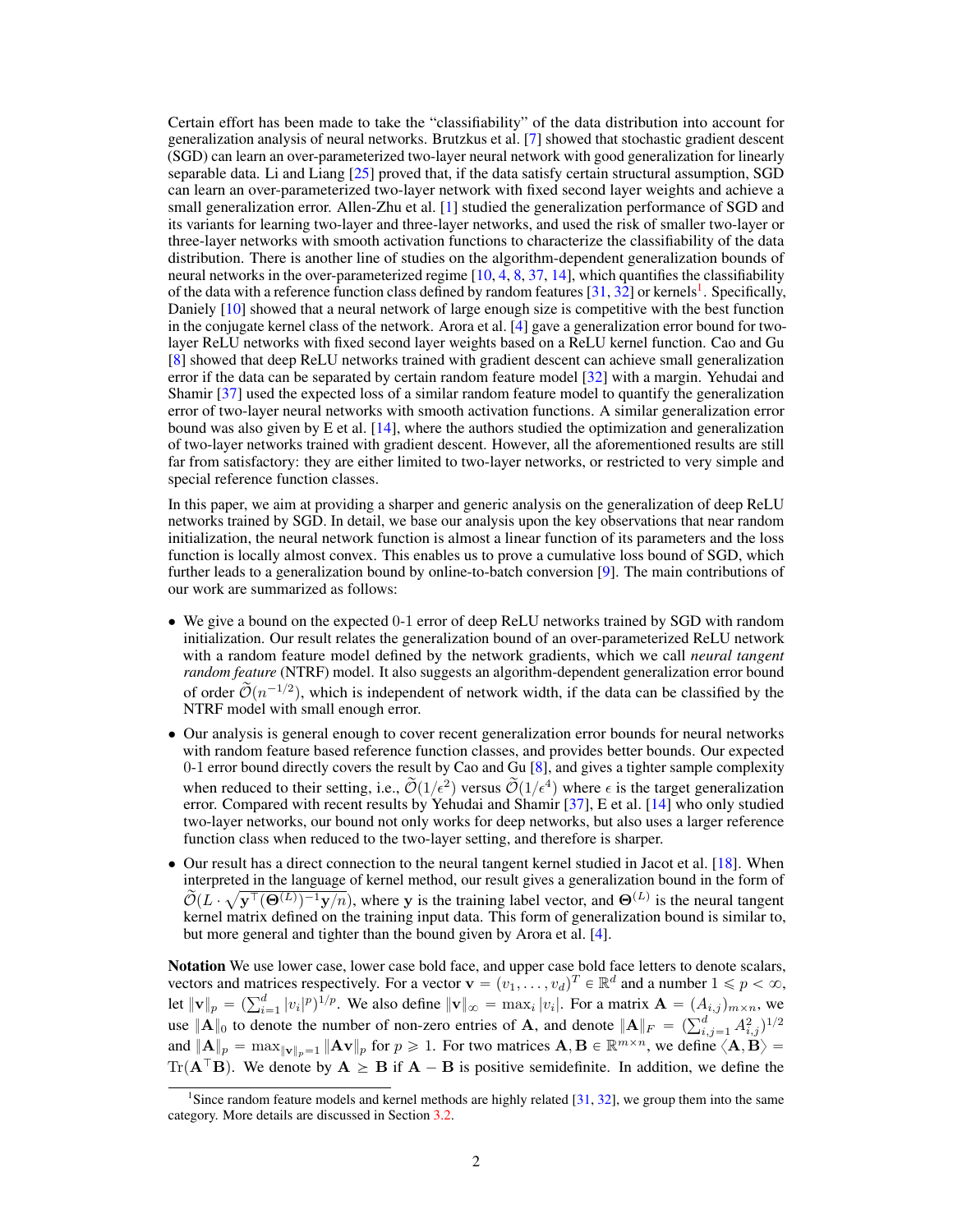Certain effort has been made to take the "classifiability" of the data distribution into account for generalization analysis of neural networks. Brutzkus et al. [7] showed that stochastic gradient descent (SGD) can learn an over-parameterized two-layer neural network with good generalization for linearly separable data. Li and Liang [25] proved that, if the data satisfy certain structural assumption, SGD can learn an over-parameterized two-layer network with fixed second layer weights and achieve a small generalization error. Allen-Zhu et al. [1] studied the generalization performance of SGD and its variants for learning two-layer and three-layer networks, and used the risk of smaller two-layer or three-layer networks with smooth activation functions to characterize the classifiability of the data distribution. There is another line of studies on the algorithm-dependent generalization bounds of neural networks in the over-parameterized regime [10, 4, 8, 37, 14], which quantifies the classifiability of the data with a reference function class defined by random features [31, 32] or kernels[1]. Specifically, Daniely [10] showed that a neural network of large enough size is competitive with the best function in the conjugate kernel class of the network. Arora et al. [4] gave a generalization error bound for two-layer ReLU networks with fixed second layer weights based on a ReLU kernel function. Cao and Gu [8] showed that deep ReLU networks trained with gradient descent can achieve small generalization error if the data can be separated by certain random feature model [32] with a margin. Yehudai and Shamir [37] used the expected loss of a similar random feature model to quantify the generalization error of two-layer neural networks with smooth activation functions. A similar generalization error bound was also given by E et al. [14], where the authors studied the optimization and generalization of two-layer networks trained with gradient descent. However, all the aforementioned results are still far from satisfactory: they are either limited to two-layer networks, or restricted to very simple and special reference function classes.

In this paper, we aim at providing a sharper and generic analysis on the generalization of deep ReLU networks trained by SGD. In detail, we base our analysis upon the key observations that near random initialization, the neural network function is almost a linear function of its parameters and the loss function is locally almost convex. This enables us to prove a cumulative loss bound of SGD, which further leads to a generalization bound by online-to-batch conversion [9]. The main contributions of our work are summarized as follows:

- We give a bound on the expected 0-1 error of deep ReLU networks trained by SGD with random initialization. Our result relates the generalization bound of an over-parameterized ReLU network with a random feature model defined by the network gradients, which we call *neural tangent random feature* (NTRF) model. It also suggests an algorithm-dependent generalization error bound of order $\widetilde{\mathcal{O}}(n^{-1/2})$, which is independent of network width, if the data can be classified by the NTRF model with small enough error.
- Our analysis is general enough to cover recent generalization error bounds for neural networks with random feature based reference function classes, and provides better bounds. Our expected 0-1 error bound directly covers the result by Cao and Gu [8], and gives a tighter sample complexity when reduced to their setting, i.e., $\widetilde{\mathcal{O}}(1/\epsilon^2)$ versus $\widetilde{\mathcal{O}}(1/\epsilon^4)$ where $\epsilon$ is the target generalization error. Compared with recent results by Yehudai and Shamir [37], E et al. [14] who only studied two-layer networks, our bound not only works for deep networks, but also uses a larger reference function class when reduced to the two-layer setting, and therefore is sharper.
- Our result has a direct connection to the neural tangent kernel studied in Jacot et al. [18]. When interpreted in the language of kernel method, our result gives a generalization bound in the form of $\widetilde{\mathcal{O}}(L \cdot \sqrt{\mathbf{y}^\top (\boldsymbol{\Theta}^{(L)})^{-1}\mathbf{y}/n})$, where $\mathbf{y}$ is the training label vector, and $\boldsymbol{\Theta}^{(L)}$ is the neural tangent kernel matrix defined on the training input data. This form of generalization bound is similar to, but more general and tighter than the bound given by Arora et al. [4].

**Notation** We use lower case, lower case bold face, and upper case bold face letters to denote scalars, vectors and matrices respectively. For a vector $\mathbf{v} = (v_1, \ldots, v_d)^T \in \mathbb{R}^d$ and a number $1 \leqslant p < \infty$, let $\|\mathbf{v}\|_p = (\sum_{i=1}^d |v_i|^p)^{1/p}$. We also define $\|\mathbf{v}\|_\infty = \max_i |v_i|$. For a matrix $\mathbf{A} = (A_{i,j})_{m\times n}$, we use $\|\mathbf{A}\|_0$ to denote the number of non-zero entries of $\mathbf{A}$, and denote $\|\mathbf{A}\|_F = (\sum_{i,j=1}^d A_{i,j}^2)^{1/2}$ and $\|\mathbf{A}\|_p = \max_{\|\mathbf{v}\|_p=1} \|\mathbf{A}\mathbf{v}\|_p$ for $p \geqslant 1$. For two matrices $\mathbf{A}, \mathbf{B} \in \mathbb{R}^{m\times n}$, we define $\langle \mathbf{A}, \mathbf{B}\rangle = \mathrm{Tr}(\mathbf{A}^\top \mathbf{B})$. We denote by $\mathbf{A} \succeq \mathbf{B}$ if $\mathbf{A} - \mathbf{B}$ is positive semidefinite. In addition, we define the

[1] Since random feature models and kernel methods are highly related [31, 32], we group them into the same category. More details are discussed in Section 3.2.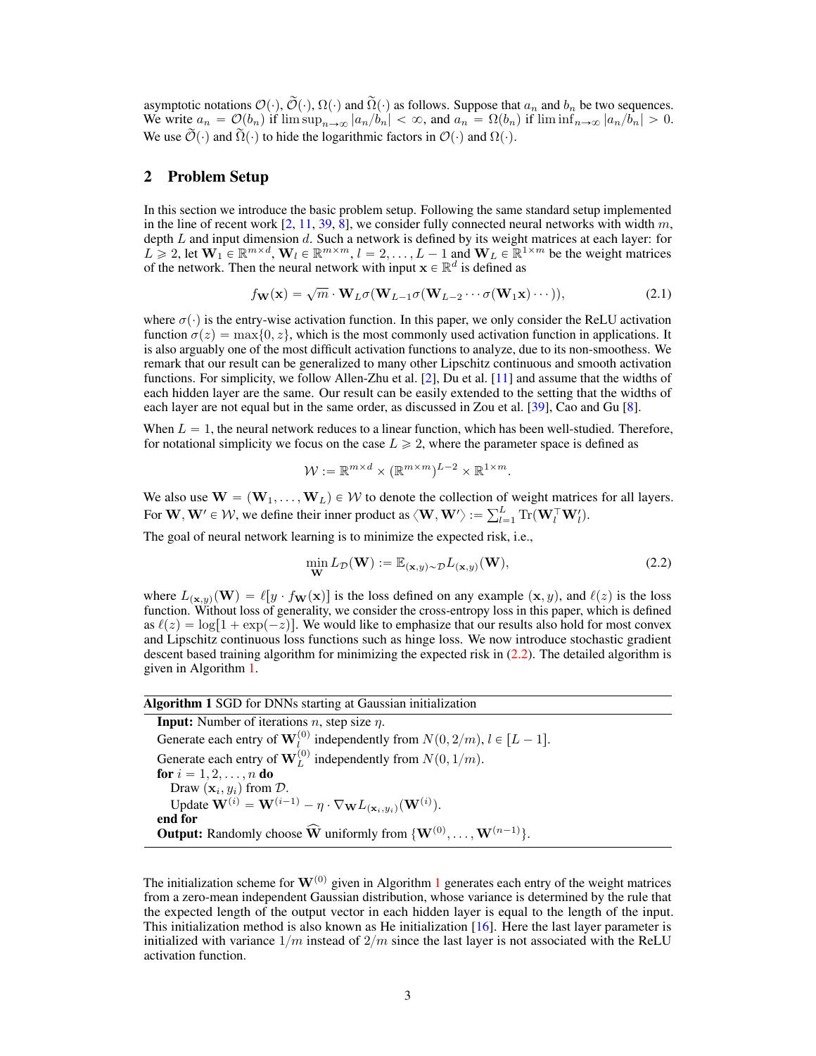asymptotic notations $\mathcal{O}(\cdot)$, $\widetilde{\mathcal{O}}(\cdot)$, $\Omega(\cdot)$ and $\widetilde{\Omega}(\cdot)$ as follows. Suppose that $a_n$ and $b_n$ be two sequences. We write $a_n = \mathcal{O}(b_n)$ if $\limsup_{n\to\infty} |a_n/b_n| < \infty$, and $a_n = \Omega(b_n)$ if $\liminf_{n\to\infty} |a_n/b_n| > 0$. We use $\widetilde{\mathcal{O}}(\cdot)$ and $\widetilde{\Omega}(\cdot)$ to hide the logarithmic factors in $\mathcal{O}(\cdot)$ and $\Omega(\cdot)$.

## 2 Problem Setup

In this section we introduce the basic problem setup. Following the same standard setup implemented in the line of recent work [2, 11, 39, 8], we consider fully connected neural networks with width $m$, depth $L$ and input dimension $d$. Such a network is defined by its weight matrices at each layer: for $L \geqslant 2$, let $\mathbf{W}_1 \in \mathbb{R}^{m\times d}$, $\mathbf{W}_l \in \mathbb{R}^{m\times m}$, $l = 2, \ldots, L-1$ and $\mathbf{W}_L \in \mathbb{R}^{1\times m}$ be the weight matrices of the network. Then the neural network with input $\mathbf{x} \in \mathbb{R}^d$ is defined as

$$f_{\mathbf{W}}(\mathbf{x}) = \sqrt{m} \cdot \mathbf{W}_L \sigma(\mathbf{W}_{L-1}\sigma(\mathbf{W}_{L-2} \cdots \sigma(\mathbf{W}_1 \mathbf{x}) \cdots)), \tag{2.1}$$

where $\sigma(\cdot)$ is the entry-wise activation function. In this paper, we only consider the ReLU activation function $\sigma(z) = \max\{0, z\}$, which is the most commonly used activation function in applications. It is also arguably one of the most difficult activation functions to analyze, due to its non-smoothess. We remark that our result can be generalized to many other Lipschitz continuous and smooth activation functions. For simplicity, we follow Allen-Zhu et al. [2], Du et al. [11] and assume that the widths of each hidden layer are the same. Our result can be easily extended to the setting that the widths of each layer are not equal but in the same order, as discussed in Zou et al. [39], Cao and Gu [8].

When $L = 1$, the neural network reduces to a linear function, which has been well-studied. Therefore, for notational simplicity we focus on the case $L \geqslant 2$, where the parameter space is defined as

$$\mathcal{W} := \mathbb{R}^{m\times d} \times (\mathbb{R}^{m\times m})^{L-2} \times \mathbb{R}^{1\times m}.$$

We also use $\mathbf{W} = (\mathbf{W}_1, \ldots, \mathbf{W}_L) \in \mathcal{W}$ to denote the collection of weight matrices for all layers. For $\mathbf{W}, \mathbf{W}' \in \mathcal{W}$, we define their inner product as $\langle \mathbf{W}, \mathbf{W}' \rangle := \sum_{l=1}^{L} \mathrm{Tr}(\mathbf{W}_l^\top \mathbf{W}_l')$.

The goal of neural network learning is to minimize the expected risk, i.e.,

$$\min_{\mathbf{W}} L_{\mathcal{D}}(\mathbf{W}) := \mathbb{E}_{(\mathbf{x},y)\sim\mathcal{D}} L_{(\mathbf{x},y)}(\mathbf{W}), \tag{2.2}$$

where $L_{(\mathbf{x},y)}(\mathbf{W}) = \ell[y \cdot f_{\mathbf{W}}(\mathbf{x})]$ is the loss defined on any example $(\mathbf{x}, y)$, and $\ell(z)$ is the loss function. Without loss of generality, we consider the cross-entropy loss in this paper, which is defined as $\ell(z) = \log[1 + \exp(-z)]$. We would like to emphasize that our results also hold for most convex and Lipschitz continuous loss functions such as hinge loss. We now introduce stochastic gradient descent based training algorithm for minimizing the expected risk in (2.2). The detailed algorithm is given in Algorithm 1.

**Algorithm 1** SGD for DNNs starting at Gaussian initialization

**Input:** Number of iterations $n$, step size $\eta$.
Generate each entry of $\mathbf{W}_l^{(0)}$ independently from $N(0, 2/m)$, $l \in [L-1]$.
Generate each entry of $\mathbf{W}_L^{(0)}$ independently from $N(0, 1/m)$.
**for** $i = 1, 2, \ldots, n$ **do**
  Draw $(\mathbf{x}_i, y_i)$ from $\mathcal{D}$.
  Update $\mathbf{W}^{(i)} = \mathbf{W}^{(i-1)} - \eta \cdot \nabla_{\mathbf{W}} L_{(\mathbf{x}_i,y_i)}(\mathbf{W}^{(i)})$.
**end for**
**Output:** Randomly choose $\widehat{\mathbf{W}}$ uniformly from $\{\mathbf{W}^{(0)}, \ldots, \mathbf{W}^{(n-1)}\}$.

The initialization scheme for $\mathbf{W}^{(0)}$ given in Algorithm 1 generates each entry of the weight matrices from a zero-mean independent Gaussian distribution, whose variance is determined by the rule that the expected length of the output vector in each hidden layer is equal to the length of the input. This initialization method is also known as He initialization [16]. Here the last layer parameter is initialized with variance $1/m$ instead of $2/m$ since the last layer is not associated with the ReLU activation function.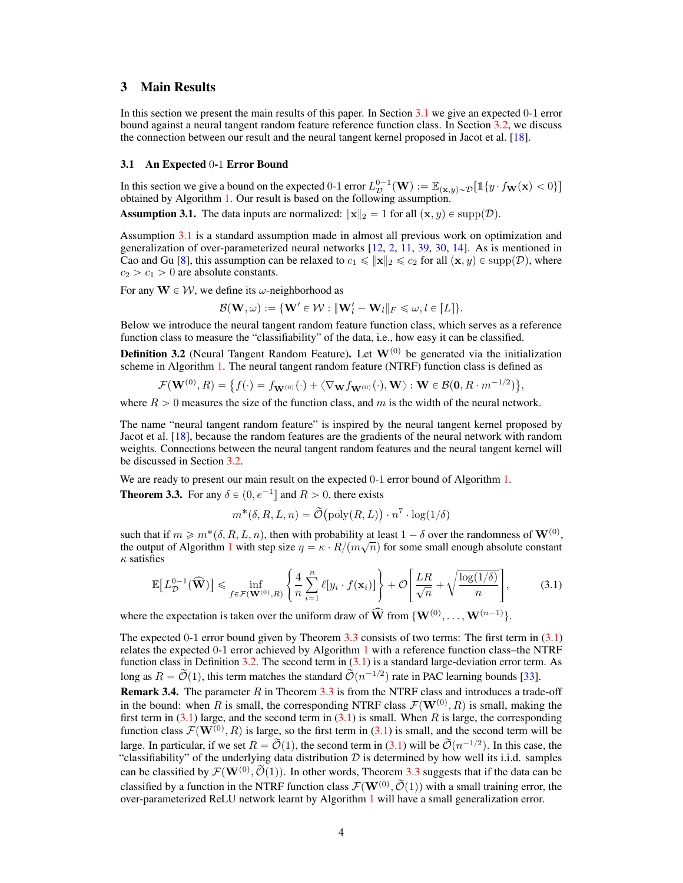# 3 Main Results

In this section we present the main results of this paper. In Section 3.1 we give an expected 0-1 error bound against a neural tangent random feature reference function class. In Section 3.2, we discuss the connection between our result and the neural tangent kernel proposed in Jacot et al. [18].

## 3.1 An Expected 0-1 Error Bound

In this section we give a bound on the expected 0-1 error $L_{\mathcal{D}}^{0-1}(\mathbf{W}) := \mathbb{E}_{(\mathbf{x},y)\sim\mathcal{D}}[\mathbb{1}\{y \cdot f_{\mathbf{W}}(\mathbf{x}) < 0\}]$ obtained by Algorithm 1. Our result is based on the following assumption.

**Assumption 3.1.** The data inputs are normalized: $\|\mathbf{x}\|_2 = 1$ for all $(\mathbf{x}, y) \in \mathrm{supp}(\mathcal{D})$.

Assumption 3.1 is a standard assumption made in almost all previous work on optimization and generalization of over-parameterized neural networks [12, 2, 11, 39, 30, 14]. As is mentioned in Cao and Gu [8], this assumption can be relaxed to $c_1 \leqslant \|\mathbf{x}\|_2 \leqslant c_2$ for all $(\mathbf{x}, y) \in \mathrm{supp}(\mathcal{D})$, where $c_2 > c_1 > 0$ are absolute constants.

For any $\mathbf{W} \in \mathcal{W}$, we define its $\omega$-neighborhood as

$$\mathcal{B}(\mathbf{W}, \omega) := \{\mathbf{W}' \in \mathcal{W} : \|\mathbf{W}'_l - \mathbf{W}_l\|_F \leqslant \omega, l \in [L]\}.$$

Below we introduce the neural tangent random feature function class, which serves as a reference function class to measure the "classifiability" of the data, i.e., how easy it can be classified.

**Definition 3.2** (Neural Tangent Random Feature). Let $\mathbf{W}^{(0)}$ be generated via the initialization scheme in Algorithm 1. The neural tangent random feature (NTRF) function class is defined as

$$\mathcal{F}(\mathbf{W}^{(0)}, R) = \big\{f(\cdot) = f_{\mathbf{W}^{(0)}}(\cdot) + \langle \nabla_{\mathbf{W}} f_{\mathbf{W}^{(0)}}(\cdot), \mathbf{W}\rangle : \mathbf{W} \in \mathcal{B}(\mathbf{0}, R \cdot m^{-1/2})\big\},$$

where $R > 0$ measures the size of the function class, and $m$ is the width of the neural network.

The name "neural tangent random feature" is inspired by the neural tangent kernel proposed by Jacot et al. [18], because the random features are the gradients of the neural network with random weights. Connections between the neural tangent random features and the neural tangent kernel will be discussed in Section 3.2.

We are ready to present our main result on the expected 0-1 error bound of Algorithm 1.

**Theorem 3.3.** For any $\delta \in (0, e^{-1}]$ and $R > 0$, there exists

$$m^*(\delta, R, L, n) = \widetilde{\mathcal{O}}\big(\mathrm{poly}(R, L)\big) \cdot n^7 \cdot \log(1/\delta)$$

such that if $m \geqslant m^*(\delta, R, L, n)$, then with probability at least $1 - \delta$ over the randomness of $\mathbf{W}^{(0)}$, the output of Algorithm 1 with step size $\eta = \kappa \cdot R/(m\sqrt{n})$ for some small enough absolute constant $\kappa$ satisfies

$$\mathbb{E}\big[L_{\mathcal{D}}^{0-1}(\widehat{\mathbf{W}})\big] \leqslant \inf_{f \in \mathcal{F}(\mathbf{W}^{(0)}, R)} \left\{\frac{4}{n}\sum_{i=1}^{n} \ell[y_i \cdot f(\mathbf{x}_i)]\right\} + \mathcal{O}\left[\frac{LR}{\sqrt{n}} + \sqrt{\frac{\log(1/\delta)}{n}}\right], \tag{3.1}$$

where the expectation is taken over the uniform draw of $\widehat{\mathbf{W}}$ from $\{\mathbf{W}^{(0)}, \ldots, \mathbf{W}^{(n-1)}\}$.

The expected 0-1 error bound given by Theorem 3.3 consists of two terms: The first term in (3.1) relates the expected 0-1 error achieved by Algorithm 1 with a reference function class–the NTRF function class in Definition 3.2. The second term in (3.1) is a standard large-deviation error term. As long as $R = \widetilde{\mathcal{O}}(1)$, this term matches the standard $\widetilde{\mathcal{O}}(n^{-1/2})$ rate in PAC learning bounds [33].

**Remark 3.4.** The parameter $R$ in Theorem 3.3 is from the NTRF class and introduces a trade-off in the bound: when $R$ is small, the corresponding NTRF class $\mathcal{F}(\mathbf{W}^{(0)}, R)$ is small, making the first term in (3.1) large, and the second term in (3.1) is small. When $R$ is large, the corresponding function class $\mathcal{F}(\mathbf{W}^{(0)}, R)$ is large, so the first term in (3.1) is small, and the second term will be large. In particular, if we set $R = \widetilde{\mathcal{O}}(1)$, the second term in (3.1) will be $\widetilde{\mathcal{O}}(n^{-1/2})$. In this case, the "classifiability" of the underlying data distribution $\mathcal{D}$ is determined by how well its i.i.d. samples can be classified by $\mathcal{F}(\mathbf{W}^{(0)}, \widetilde{\mathcal{O}}(1))$. In other words, Theorem 3.3 suggests that if the data can be classified by a function in the NTRF function class $\mathcal{F}(\mathbf{W}^{(0)}, \widetilde{\mathcal{O}}(1))$ with a small training error, the over-parameterized ReLU network learnt by Algorithm 1 will have a small generalization error.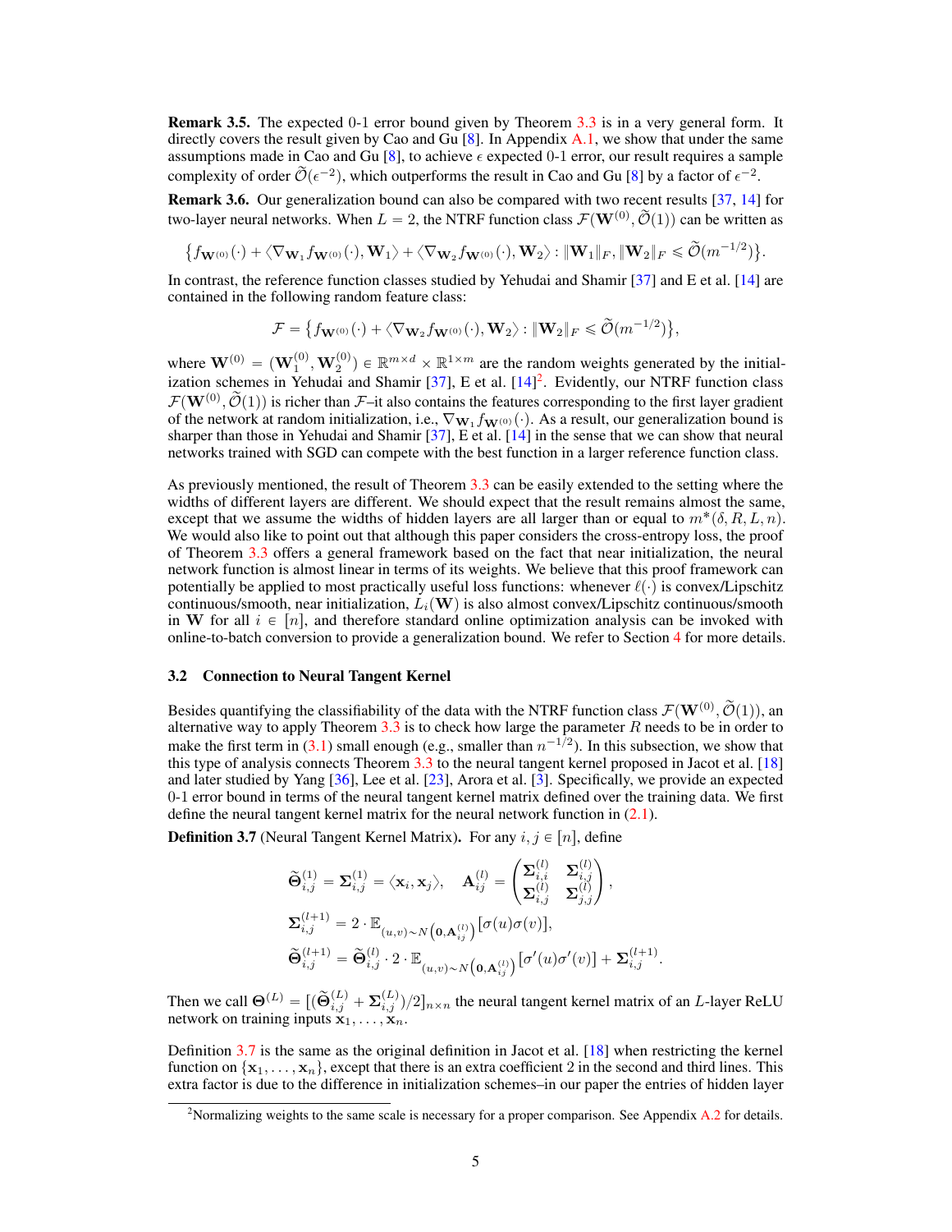**Remark 3.5.** The expected 0-1 error bound given by Theorem 3.3 is in a very general form. It directly covers the result given by Cao and Gu [8]. In Appendix A.1, we show that under the same assumptions made in Cao and Gu [8], to achieve $\epsilon$ expected 0-1 error, our result requires a sample complexity of order $\widetilde{\mathcal{O}}(\epsilon^{-2})$, which outperforms the result in Cao and Gu [8] by a factor of $\epsilon^{-2}$.

**Remark 3.6.** Our generalization bound can also be compared with two recent results [37, 14] for two-layer neural networks. When $L = 2$, the NTRF function class $\mathcal{F}(\mathbf{W}^{(0)}, \widetilde{\mathcal{O}}(1))$ can be written as

$$\big\{f_{\mathbf{W}^{(0)}}(\cdot) + \langle \nabla_{\mathbf{W}_1} f_{\mathbf{W}^{(0)}}(\cdot), \mathbf{W}_1\rangle + \langle \nabla_{\mathbf{W}_2} f_{\mathbf{W}^{(0)}}(\cdot), \mathbf{W}_2\rangle : \|\mathbf{W}_1\|_F, \|\mathbf{W}_2\|_F \leqslant \widetilde{\mathcal{O}}(m^{-1/2})\big\}.$$

In contrast, the reference function classes studied by Yehudai and Shamir [37] and E et al. [14] are contained in the following random feature class:

$$\mathcal{F} = \big\{f_{\mathbf{W}^{(0)}}(\cdot) + \langle \nabla_{\mathbf{W}_2} f_{\mathbf{W}^{(0)}}(\cdot), \mathbf{W}_2\rangle : \|\mathbf{W}_2\|_F \leqslant \widetilde{\mathcal{O}}(m^{-1/2})\big\},$$

where $\mathbf{W}^{(0)} = (\mathbf{W}_1^{(0)}, \mathbf{W}_2^{(0)}) \in \mathbb{R}^{m\times d} \times \mathbb{R}^{1\times m}$ are the random weights generated by the initialization schemes in Yehudai and Shamir [37], E et al. [14][2]. Evidently, our NTRF function class $\mathcal{F}(\mathbf{W}^{(0)}, \widetilde{\mathcal{O}}(1))$ is richer than $\mathcal{F}$–it also contains the features corresponding to the first layer gradient of the network at random initialization, i.e., $\nabla_{\mathbf{W}_1} f_{\mathbf{W}^{(0)}}(\cdot)$. As a result, our generalization bound is sharper than those in Yehudai and Shamir [37], E et al. [14] in the sense that we can show that neural networks trained with SGD can compete with the best function in a larger reference function class.

As previously mentioned, the result of Theorem 3.3 can be easily extended to the setting where the widths of different layers are different. We should expect that the result remains almost the same, except that we assume the widths of hidden layers are all larger than or equal to $m^*(\delta, R, L, n)$. We would also like to point out that although this paper considers the cross-entropy loss, the proof of Theorem 3.3 offers a general framework based on the fact that near initialization, the neural network function is almost linear in terms of its weights. We believe that this proof framework can potentially be applied to most practically useful loss functions: whenever $\ell(\cdot)$ is convex/Lipschitz continuous/smooth, near initialization, $L_i(\mathbf{W})$ is also almost convex/Lipschitz continuous/smooth in $\mathbf{W}$ for all $i \in [n]$, and therefore standard online optimization analysis can be invoked with online-to-batch conversion to provide a generalization bound. We refer to Section 4 for more details.

### 3.2 Connection to Neural Tangent Kernel

Besides quantifying the classifiability of the data with the NTRF function class $\mathcal{F}(\mathbf{W}^{(0)}, \widetilde{\mathcal{O}}(1))$, an alternative way to apply Theorem 3.3 is to check how large the parameter $R$ needs to be in order to make the first term in (3.1) small enough (e.g., smaller than $n^{-1/2}$). In this subsection, we show that this type of analysis connects Theorem 3.3 to the neural tangent kernel proposed in Jacot et al. [18] and later studied by Yang [36], Lee et al. [23], Arora et al. [3]. Specifically, we provide an expected 0-1 error bound in terms of the neural tangent kernel matrix defined over the training data. We first define the neural tangent kernel matrix for the neural network function in (2.1).

**Definition 3.7** (Neural Tangent Kernel Matrix)**.** For any $i, j \in [n]$, define

$$
\begin{aligned}
&\widetilde{\mathbf{\Theta}}_{i,j}^{(1)} = \mathbf{\Sigma}_{i,j}^{(1)} = \langle \mathbf{x}_i, \mathbf{x}_j\rangle, \quad \mathbf{A}_{ij}^{(l)} = \begin{pmatrix} \mathbf{\Sigma}_{i,i}^{(l)} & \mathbf{\Sigma}_{i,j}^{(l)} \\ \mathbf{\Sigma}_{i,j}^{(l)} & \mathbf{\Sigma}_{j,j}^{(l)} \end{pmatrix},\\
&\mathbf{\Sigma}_{i,j}^{(l+1)} = 2 \cdot \mathbb{E}_{(u,v)\sim N\left(\mathbf{0}, \mathbf{A}_{ij}^{(l)}\right)}[\sigma(u)\sigma(v)],\\
&\widetilde{\mathbf{\Theta}}_{i,j}^{(l+1)} = \widetilde{\mathbf{\Theta}}_{i,j}^{(l)} \cdot 2 \cdot \mathbb{E}_{(u,v)\sim N\left(\mathbf{0}, \mathbf{A}_{ij}^{(l)}\right)}[\sigma'(u)\sigma'(v)] + \mathbf{\Sigma}_{i,j}^{(l+1)}.
\end{aligned}
$$

Then we call $\mathbf{\Theta}^{(L)} = [(\widetilde{\mathbf{\Theta}}_{i,j}^{(L)} + \mathbf{\Sigma}_{i,j}^{(L)})/2]_{n\times n}$ the neural tangent kernel matrix of an $L$-layer ReLU network on training inputs $\mathbf{x}_1, \ldots, \mathbf{x}_n$.

Definition 3.7 is the same as the original definition in Jacot et al. [18] when restricting the kernel function on $\{\mathbf{x}_1, \ldots, \mathbf{x}_n\}$, except that there is an extra coefficient 2 in the second and third lines. This extra factor is due to the difference in initialization schemes–in our paper the entries of hidden layer

[2] Normalizing weights to the same scale is necessary for a proper comparison. See Appendix A.2 for details.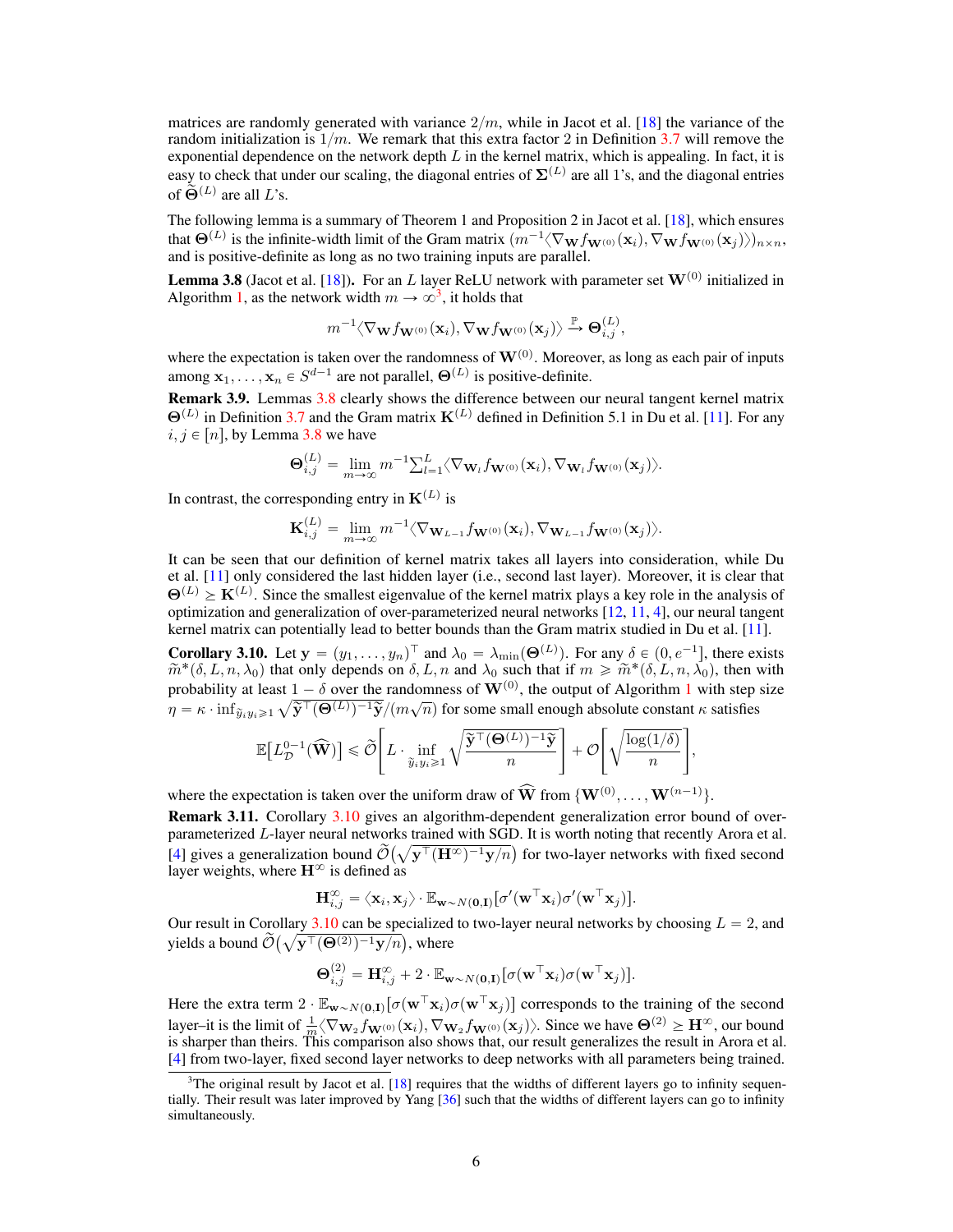matrices are randomly generated with variance $2/m$, while in Jacot et al. [18] the variance of the random initialization is $1/m$. We remark that this extra factor 2 in Definition 3.7 will remove the exponential dependence on the network depth $L$ in the kernel matrix, which is appealing. In fact, it is easy to check that under our scaling, the diagonal entries of $\boldsymbol{\Sigma}^{(L)}$ are all 1's, and the diagonal entries of $\widetilde{\boldsymbol{\Theta}}^{(L)}$ are all $L$'s.

The following lemma is a summary of Theorem 1 and Proposition 2 in Jacot et al. [18], which ensures that $\boldsymbol{\Theta}^{(L)}$ is the infinite-width limit of the Gram matrix $(m^{-1}\langle \nabla_{\mathbf{W}} f_{\mathbf{W}^{(0)}}(\mathbf{x}_i), \nabla_{\mathbf{W}} f_{\mathbf{W}^{(0)}}(\mathbf{x}_j)\rangle)_{n\times n}$, and is positive-definite as long as no two training inputs are parallel.

**Lemma 3.8** (Jacot et al. [18]). For an $L$ layer ReLU network with parameter set $\mathbf{W}^{(0)}$ initialized in Algorithm 1, as the network width $m \to \infty$[3], it holds that

$$m^{-1}\langle \nabla_{\mathbf{W}} f_{\mathbf{W}^{(0)}}(\mathbf{x}_i), \nabla_{\mathbf{W}} f_{\mathbf{W}^{(0)}}(\mathbf{x}_j)\rangle \xrightarrow{\mathbb{P}} \boldsymbol{\Theta}^{(L)}_{i,j},$$

where the expectation is taken over the randomness of $\mathbf{W}^{(0)}$. Moreover, as long as each pair of inputs among $\mathbf{x}_1, \ldots, \mathbf{x}_n \in S^{d-1}$ are not parallel, $\boldsymbol{\Theta}^{(L)}$ is positive-definite.

**Remark 3.9.** Lemmas 3.8 clearly shows the difference between our neural tangent kernel matrix $\boldsymbol{\Theta}^{(L)}$ in Definition 3.7 and the Gram matrix $\mathbf{K}^{(L)}$ defined in Definition 5.1 in Du et al. [11]. For any $i, j \in [n]$, by Lemma 3.8 we have

$$\boldsymbol{\Theta}^{(L)}_{i,j} = \lim_{m\to\infty} m^{-1}\textstyle\sum_{l=1}^{L}\langle \nabla_{\mathbf{W}_l} f_{\mathbf{W}^{(0)}}(\mathbf{x}_i), \nabla_{\mathbf{W}_l} f_{\mathbf{W}^{(0)}}(\mathbf{x}_j)\rangle.$$

In contrast, the corresponding entry in $\mathbf{K}^{(L)}$ is

$$\mathbf{K}^{(L)}_{i,j} = \lim_{m\to\infty} m^{-1}\langle \nabla_{\mathbf{W}_{L-1}} f_{\mathbf{W}^{(0)}}(\mathbf{x}_i), \nabla_{\mathbf{W}_{L-1}} f_{\mathbf{W}^{(0)}}(\mathbf{x}_j)\rangle.$$

It can be seen that our definition of kernel matrix takes all layers into consideration, while Du et al. [11] only considered the last hidden layer (i.e., second last layer). Moreover, it is clear that $\boldsymbol{\Theta}^{(L)} \succeq \mathbf{K}^{(L)}$. Since the smallest eigenvalue of the kernel matrix plays a key role in the analysis of optimization and generalization of over-parameterized neural networks [12, 11, 4], our neural tangent kernel matrix can potentially lead to better bounds than the Gram matrix studied in Du et al. [11].

**Corollary 3.10.** Let $\mathbf{y} = (y_1, \ldots, y_n)^\top$ and $\lambda_0 = \lambda_{\min}(\boldsymbol{\Theta}^{(L)})$. For any $\delta \in (0, e^{-1}]$, there exists $\widetilde{m}^*(\delta, L, n, \lambda_0)$ that only depends on $\delta, L, n$ and $\lambda_0$ such that if $m \geqslant \widetilde{m}^*(\delta, L, n, \lambda_0)$, then with probability at least $1-\delta$ over the randomness of $\mathbf{W}^{(0)}$, the output of Algorithm 1 with step size $\eta = \kappa \cdot \inf_{\tilde{y}_i y_i \geqslant 1} \sqrt{\widetilde{\mathbf{y}}^\top (\boldsymbol{\Theta}^{(L)})^{-1}\widetilde{\mathbf{y}}}/(m\sqrt{n})$ for some small enough absolute constant $\kappa$ satisfies

$$\mathbb{E}\big[L_{\mathcal{D}}^{0-1}(\widehat{\mathbf{W}})\big] \leqslant \widetilde{\mathcal{O}}\Bigg[L \cdot \inf_{\tilde{y}_i y_i \geqslant 1} \sqrt{\frac{\widetilde{\mathbf{y}}^\top (\boldsymbol{\Theta}^{(L)})^{-1}\widetilde{\mathbf{y}}}{n}}\Bigg] + \mathcal{O}\Bigg[\sqrt{\frac{\log(1/\delta)}{n}}\Bigg],$$

where the expectation is taken over the uniform draw of $\widehat{\mathbf{W}}$ from $\{\mathbf{W}^{(0)}, \ldots, \mathbf{W}^{(n-1)}\}$.

**Remark 3.11.** Corollary 3.10 gives an algorithm-dependent generalization error bound of over-parameterized $L$-layer neural networks trained with SGD. It is worth noting that recently Arora et al. [4] gives a generalization bound $\widetilde{\mathcal{O}}\big(\sqrt{\mathbf{y}^\top(\mathbf{H}^\infty)^{-1}\mathbf{y}/n}\big)$ for two-layer networks with fixed second layer weights, where $\mathbf{H}^\infty$ is defined as

$$\mathbf{H}^\infty_{i,j} = \langle \mathbf{x}_i, \mathbf{x}_j\rangle \cdot \mathbb{E}_{\mathbf{w}\sim N(\mathbf{0},\mathbf{I})}[\sigma'(\mathbf{w}^\top\mathbf{x}_i)\sigma'(\mathbf{w}^\top\mathbf{x}_j)].$$

Our result in Corollary 3.10 can be specialized to two-layer neural networks by choosing $L=2$, and yields a bound $\widetilde{\mathcal{O}}\big(\sqrt{\mathbf{y}^\top(\boldsymbol{\Theta}^{(2)})^{-1}\mathbf{y}/n}\big)$, where

$$\boldsymbol{\Theta}^{(2)}_{i,j} = \mathbf{H}^\infty_{i,j} + 2\cdot \mathbb{E}_{\mathbf{w}\sim N(\mathbf{0},\mathbf{I})}[\sigma(\mathbf{w}^\top\mathbf{x}_i)\sigma(\mathbf{w}^\top\mathbf{x}_j)].$$

Here the extra term $2\cdot \mathbb{E}_{\mathbf{w}\sim N(\mathbf{0},\mathbf{I})}[\sigma(\mathbf{w}^\top\mathbf{x}_i)\sigma(\mathbf{w}^\top\mathbf{x}_j)]$ corresponds to the training of the second layer–it is the limit of $\frac{1}{m}\langle \nabla_{\mathbf{W}_2} f_{\mathbf{W}^{(0)}}(\mathbf{x}_i), \nabla_{\mathbf{W}_2} f_{\mathbf{W}^{(0)}}(\mathbf{x}_j)\rangle$. Since we have $\boldsymbol{\Theta}^{(2)} \succeq \mathbf{H}^\infty$, our bound is sharper than theirs. This comparison also shows that, our result generalizes the result in Arora et al. [4] from two-layer, fixed second layer networks to deep networks with all parameters being trained.

[3] The original result by Jacot et al. [18] requires that the widths of different layers go to infinity sequentially. Their result was later improved by Yang [36] such that the widths of different layers can go to infinity simultaneously.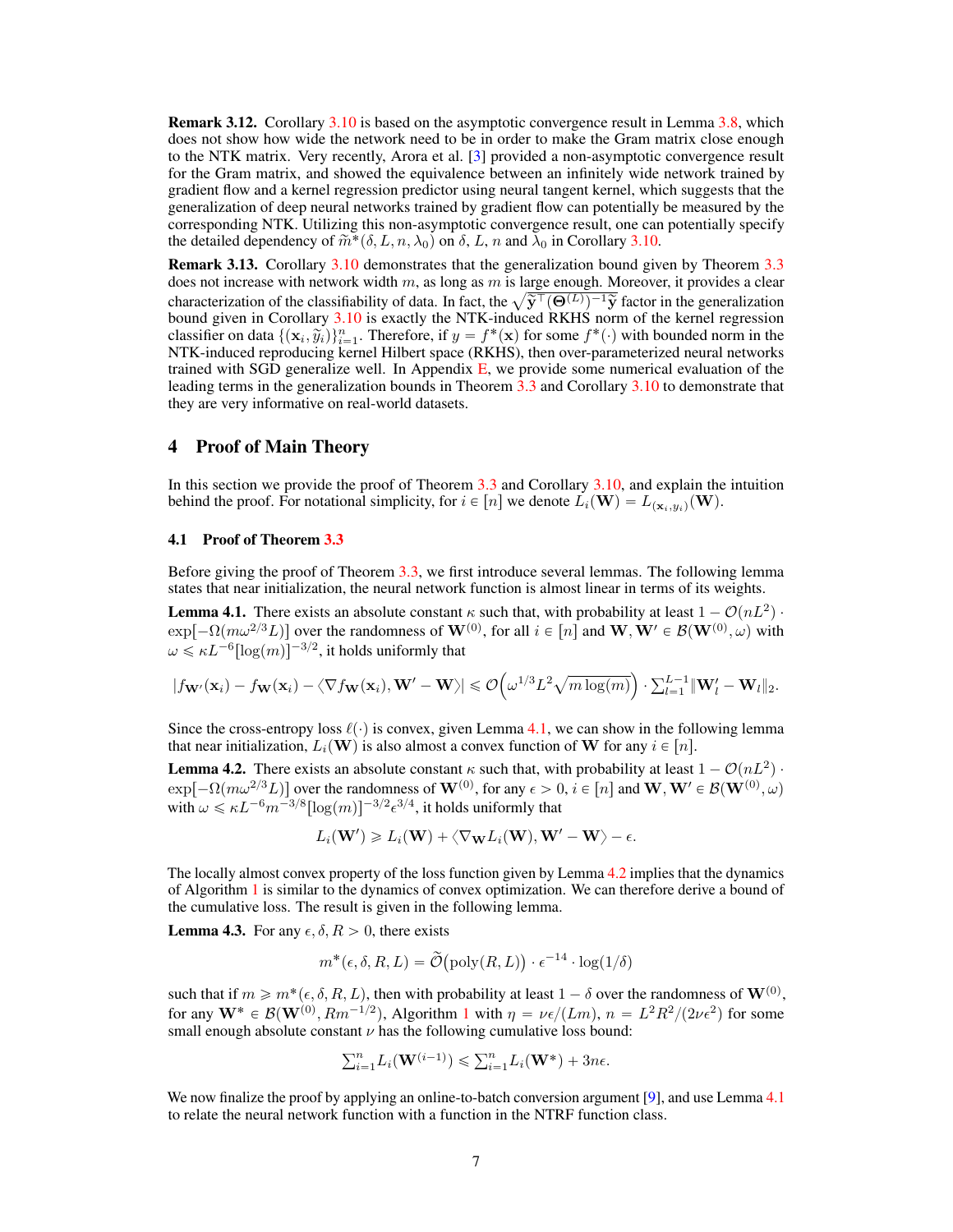**Remark 3.12.** Corollary 3.10 is based on the asymptotic convergence result in Lemma 3.8, which does not show how wide the network need to be in order to make the Gram matrix close enough to the NTK matrix. Very recently, Arora et al. [3] provided a non-asymptotic convergence result for the Gram matrix, and showed the equivalence between an infinitely wide network trained by gradient flow and a kernel regression predictor using neural tangent kernel, which suggests that the generalization of deep neural networks trained by gradient flow can potentially be measured by the corresponding NTK. Utilizing this non-asymptotic convergence result, one can potentially specify the detailed dependency of $\widetilde{m}^*(\delta, L, n, \lambda_0)$ on $\delta$, $L$, $n$ and $\lambda_0$ in Corollary 3.10.

**Remark 3.13.** Corollary 3.10 demonstrates that the generalization bound given by Theorem 3.3 does not increase with network width $m$, as long as $m$ is large enough. Moreover, it provides a clear characterization of the classifiability of data. In fact, the $\sqrt{\widetilde{\mathbf{y}}^\top (\mathbf{\Theta}^{(L)})^{-1} \widetilde{\mathbf{y}}}$ factor in the generalization bound given in Corollary 3.10 is exactly the NTK-induced RKHS norm of the kernel regression classifier on data $\{(\mathbf{x}_i, \widetilde{y}_i)\}_{i=1}^n$. Therefore, if $y = f^*(\mathbf{x})$ for some $f^*(\cdot)$ with bounded norm in the NTK-induced reproducing kernel Hilbert space (RKHS), then over-parameterized neural networks trained with SGD generalize well. In Appendix E, we provide some numerical evaluation of the leading terms in the generalization bounds in Theorem 3.3 and Corollary 3.10 to demonstrate that they are very informative on real-world datasets.

## 4 Proof of Main Theory

In this section we provide the proof of Theorem 3.3 and Corollary 3.10, and explain the intuition behind the proof. For notational simplicity, for $i \in [n]$ we denote $L_i(\mathbf{W}) = L_{(\mathbf{x}_i, y_i)}(\mathbf{W})$.

### 4.1 Proof of Theorem 3.3

Before giving the proof of Theorem 3.3, we first introduce several lemmas. The following lemma states that near initialization, the neural network function is almost linear in terms of its weights.

**Lemma 4.1.** There exists an absolute constant $\kappa$ such that, with probability at least $1 - \mathcal{O}(nL^2) \cdot \exp[-\Omega(m\omega^{2/3}L)]$ over the randomness of $\mathbf{W}^{(0)}$, for all $i \in [n]$ and $\mathbf{W}, \mathbf{W}' \in \mathcal{B}(\mathbf{W}^{(0)}, \omega)$ with $\omega \leqslant \kappa L^{-6}[\log(m)]^{-3/2}$, it holds uniformly that

$$|f_{\mathbf{W}'}(\mathbf{x}_i) - f_{\mathbf{W}}(\mathbf{x}_i) - \langle \nabla f_{\mathbf{W}}(\mathbf{x}_i), \mathbf{W}' - \mathbf{W} \rangle| \leqslant \mathcal{O}\Big(\omega^{1/3} L^2 \sqrt{m \log(m)}\Big) \cdot \textstyle\sum_{l=1}^{L-1} \|\mathbf{W}_l' - \mathbf{W}_l\|_2.$$

Since the cross-entropy loss $\ell(\cdot)$ is convex, given Lemma 4.1, we can show in the following lemma that near initialization, $L_i(\mathbf{W})$ is also almost a convex function of $\mathbf{W}$ for any $i \in [n]$.

**Lemma 4.2.** There exists an absolute constant $\kappa$ such that, with probability at least $1 - \mathcal{O}(nL^2) \cdot \exp[-\Omega(m\omega^{2/3}L)]$ over the randomness of $\mathbf{W}^{(0)}$, for any $\epsilon > 0$, $i \in [n]$ and $\mathbf{W}, \mathbf{W}' \in \mathcal{B}(\mathbf{W}^{(0)}, \omega)$ with $\omega \leqslant \kappa L^{-6} m^{-3/8} [\log(m)]^{-3/2} \epsilon^{3/4}$, it holds uniformly that

$$L_i(\mathbf{W}') \geqslant L_i(\mathbf{W}) + \langle \nabla_{\mathbf{W}} L_i(\mathbf{W}), \mathbf{W}' - \mathbf{W} \rangle - \epsilon.$$

The locally almost convex property of the loss function given by Lemma 4.2 implies that the dynamics of Algorithm 1 is similar to the dynamics of convex optimization. We can therefore derive a bound of the cumulative loss. The result is given in the following lemma.

**Lemma 4.3.** For any $\epsilon, \delta, R > 0$, there exists

$$m^*(\epsilon, \delta, R, L) = \widetilde{\mathcal{O}}\big(\mathrm{poly}(R, L)\big) \cdot \epsilon^{-14} \cdot \log(1/\delta)$$

such that if $m \geqslant m^*(\epsilon, \delta, R, L)$, then with probability at least $1 - \delta$ over the randomness of $\mathbf{W}^{(0)}$, for any $\mathbf{W}^* \in \mathcal{B}(\mathbf{W}^{(0)}, Rm^{-1/2})$, Algorithm 1 with $\eta = \nu\epsilon/(Lm)$, $n = L^2R^2/(2\nu\epsilon^2)$ for some small enough absolute constant $\nu$ has the following cumulative loss bound:

$$\textstyle\sum_{i=1}^n L_i(\mathbf{W}^{(i-1)}) \leqslant \sum_{i=1}^n L_i(\mathbf{W}^*) + 3n\epsilon.$$

We now finalize the proof by applying an online-to-batch conversion argument [9], and use Lemma 4.1 to relate the neural network function with a function in the NTRF function class.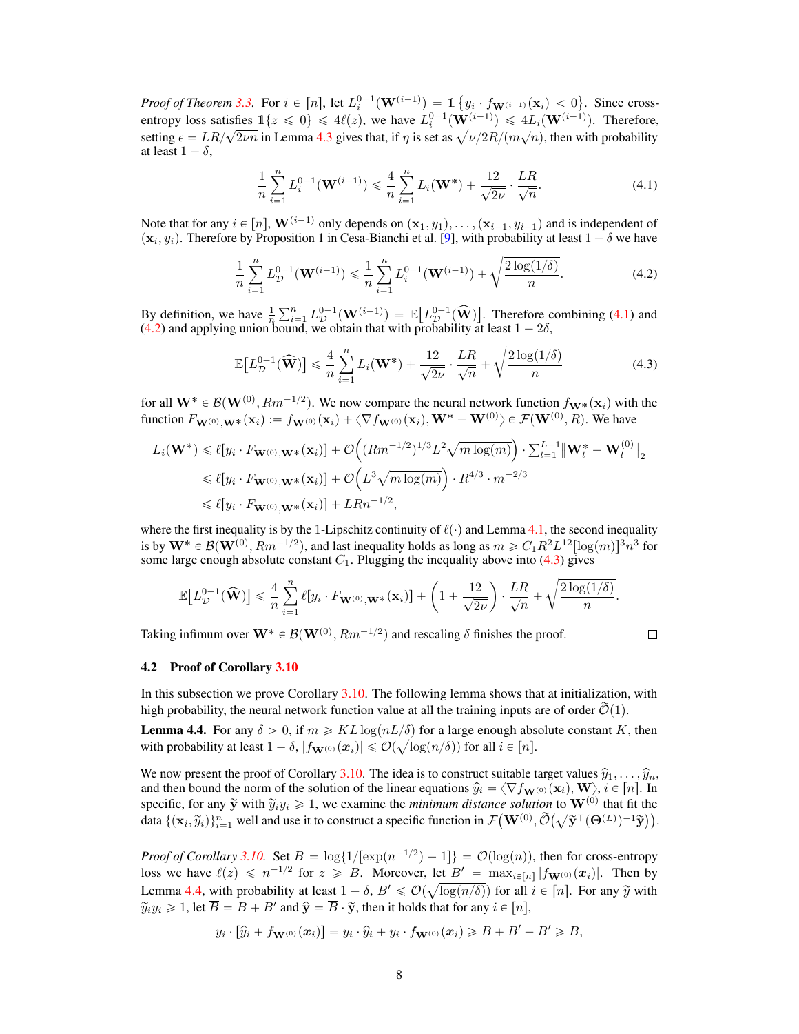*Proof of Theorem 3.3.* For $i \in [n]$, let $L_i^{0-1}(\mathbf{W}^{(i-1)}) = \mathbb{1}\{y_i \cdot f_{\mathbf{W}^{(i-1)}}(\mathbf{x}_i) < 0\}$. Since cross-entropy loss satisfies $\mathbb{1}\{z \leqslant 0\} \leqslant 4\ell(z)$, we have $L_i^{0-1}(\mathbf{W}^{(i-1)}) \leqslant 4L_i(\mathbf{W}^{(i-1)})$. Therefore, setting $\epsilon = LR/\sqrt{2\nu n}$ in Lemma 4.3 gives that, if $\eta$ is set as $\sqrt{\nu/2}R/(m\sqrt{n})$, then with probability at least $1-\delta$,

$$
\frac{1}{n}\sum_{i=1}^{n} L_i^{0-1}(\mathbf{W}^{(i-1)}) \leqslant \frac{4}{n}\sum_{i=1}^{n} L_i(\mathbf{W}^*) + \frac{12}{\sqrt{2\nu}} \cdot \frac{LR}{\sqrt{n}}. \tag{4.1}
$$

Note that for any $i \in [n]$, $\mathbf{W}^{(i-1)}$ only depends on $(\mathbf{x}_1, y_1), \ldots, (\mathbf{x}_{i-1}, y_{i-1})$ and is independent of $(\mathbf{x}_i, y_i)$. Therefore by Proposition 1 in Cesa-Bianchi et al. [9], with probability at least $1-\delta$ we have

$$
\frac{1}{n}\sum_{i=1}^{n} L_{\mathcal{D}}^{0-1}(\mathbf{W}^{(i-1)}) \leqslant \frac{1}{n}\sum_{i=1}^{n} L_i^{0-1}(\mathbf{W}^{(i-1)}) + \sqrt{\frac{2\log(1/\delta)}{n}}. \tag{4.2}
$$

By definition, we have $\frac{1}{n}\sum_{i=1}^{n} L_{\mathcal{D}}^{0-1}(\mathbf{W}^{(i-1)}) = \mathbb{E}\big[L_{\mathcal{D}}^{0-1}(\widehat{\mathbf{W}})\big]$. Therefore combining (4.1) and (4.2) and applying union bound, we obtain that with probability at least $1-2\delta$,

$$
\mathbb{E}\big[L_{\mathcal{D}}^{0-1}(\widehat{\mathbf{W}})\big] \leqslant \frac{4}{n}\sum_{i=1}^{n} L_i(\mathbf{W}^*) + \frac{12}{\sqrt{2\nu}} \cdot \frac{LR}{\sqrt{n}} + \sqrt{\frac{2\log(1/\delta)}{n}} \tag{4.3}
$$

for all $\mathbf{W}^* \in \mathcal{B}(\mathbf{W}^{(0)}, Rm^{-1/2})$. We now compare the neural network function $f_{\mathbf{W}^*}(\mathbf{x}_i)$ with the function $F_{\mathbf{W}^{(0)},\mathbf{W}^*}(\mathbf{x}_i) := f_{\mathbf{W}^{(0)}}(\mathbf{x}_i) + \langle \nabla f_{\mathbf{W}^{(0)}}(\mathbf{x}_i), \mathbf{W}^* - \mathbf{W}^{(0)} \rangle \in \mathcal{F}(\mathbf{W}^{(0)}, R)$. We have

$$
\begin{aligned}
L_i(\mathbf{W}^*) &\leqslant \ell[y_i \cdot F_{\mathbf{W}^{(0)},\mathbf{W}^*}(\mathbf{x}_i)] + \mathcal{O}\Big((Rm^{-1/2})^{1/3} L^2 \sqrt{m\log(m)}\Big) \cdot \textstyle\sum_{l=1}^{L-1} \big\|\mathbf{W}_l^* - \mathbf{W}_l^{(0)}\big\|_2 \\
&\leqslant \ell[y_i \cdot F_{\mathbf{W}^{(0)},\mathbf{W}^*}(\mathbf{x}_i)] + \mathcal{O}\Big(L^3\sqrt{m\log(m)}\Big) \cdot R^{4/3} \cdot m^{-2/3} \\
&\leqslant \ell[y_i \cdot F_{\mathbf{W}^{(0)},\mathbf{W}^*}(\mathbf{x}_i)] + LRn^{-1/2},
\end{aligned}
$$

where the first inequality is by the 1-Lipschitz continuity of $\ell(\cdot)$ and Lemma 4.1, the second inequality is by $\mathbf{W}^* \in \mathcal{B}(\mathbf{W}^{(0)}, Rm^{-1/2})$, and last inequality holds as long as $m \geqslant C_1 R^2 L^{12} [\log(m)]^3 n^3$ for some large enough absolute constant $C_1$. Plugging the inequality above into (4.3) gives

$$
\mathbb{E}\big[L_{\mathcal{D}}^{0-1}(\widehat{\mathbf{W}})\big] \leqslant \frac{4}{n}\sum_{i=1}^{n} \ell[y_i \cdot F_{\mathbf{W}^{(0)},\mathbf{W}^*}(\mathbf{x}_i)] + \bigg(1 + \frac{12}{\sqrt{2\nu}}\bigg) \cdot \frac{LR}{\sqrt{n}} + \sqrt{\frac{2\log(1/\delta)}{n}}.
$$

Taking infimum over $\mathbf{W}^* \in \mathcal{B}(\mathbf{W}^{(0)}, Rm^{-1/2})$ and rescaling $\delta$ finishes the proof. □

## 4.2 Proof of Corollary 3.10

In this subsection we prove Corollary 3.10. The following lemma shows that at initialization, with high probability, the neural network function value at all the training inputs are of order $\widetilde{\mathcal{O}}(1)$.

**Lemma 4.4.** For any $\delta > 0$, if $m \geqslant KL\log(nL/\delta)$ for a large enough absolute constant $K$, then with probability at least $1-\delta$, $|f_{\mathbf{W}^{(0)}}(\boldsymbol{x}_i)| \leqslant \mathcal{O}(\sqrt{\log(n/\delta)})$ for all $i \in [n]$.

We now present the proof of Corollary 3.10. The idea is to construct suitable target values $\widehat{y}_1, \ldots, \widehat{y}_n$, and then bound the norm of the solution of the linear equations $\widehat{y}_i = \langle \nabla f_{\mathbf{W}^{(0)}}(\mathbf{x}_i), \mathbf{W} \rangle$, $i \in [n]$. In specific, for any $\widetilde{\mathbf{y}}$ with $\widetilde{y}_i y_i \geqslant 1$, we examine the *minimum distance solution* to $\mathbf{W}^{(0)}$ that fit the data $\{(\mathbf{x}_i, \widetilde{y}_i)\}_{i=1}^n$ well and use it to construct a specific function in $\mathcal{F}\big(\mathbf{W}^{(0)}, \widetilde{\mathcal{O}}\big(\sqrt{\widetilde{\mathbf{y}}^\top (\mathbf{\Theta}^{(L)})^{-1} \widetilde{\mathbf{y}}}\big)\big)$.

*Proof of Corollary 3.10.* Set $B = \log\{1/[\exp(n^{-1/2}) - 1]\} = \mathcal{O}(\log(n))$, then for cross-entropy loss we have $\ell(z) \leqslant n^{-1/2}$ for $z \geqslant B$. Moreover, let $B' = \max_{i\in[n]} |f_{\mathbf{W}^{(0)}}(\boldsymbol{x}_i)|$. Then by Lemma 4.4, with probability at least $1-\delta$, $B' \leqslant \mathcal{O}(\sqrt{\log(n/\delta)})$ for all $i \in [n]$. For any $\widetilde{y}$ with $\widetilde{y}_i y_i \geqslant 1$, let $\overline{B} = B + B'$ and $\widehat{\mathbf{y}} = \overline{B} \cdot \widetilde{\mathbf{y}}$, then it holds that for any $i \in [n]$,

$$
y_i \cdot [\widehat{y}_i + f_{\mathbf{W}^{(0)}}(\boldsymbol{x}_i)] = y_i \cdot \widehat{y}_i + y_i \cdot f_{\mathbf{W}^{(0)}}(\boldsymbol{x}_i) \geqslant B + B' - B' \geqslant B,
$$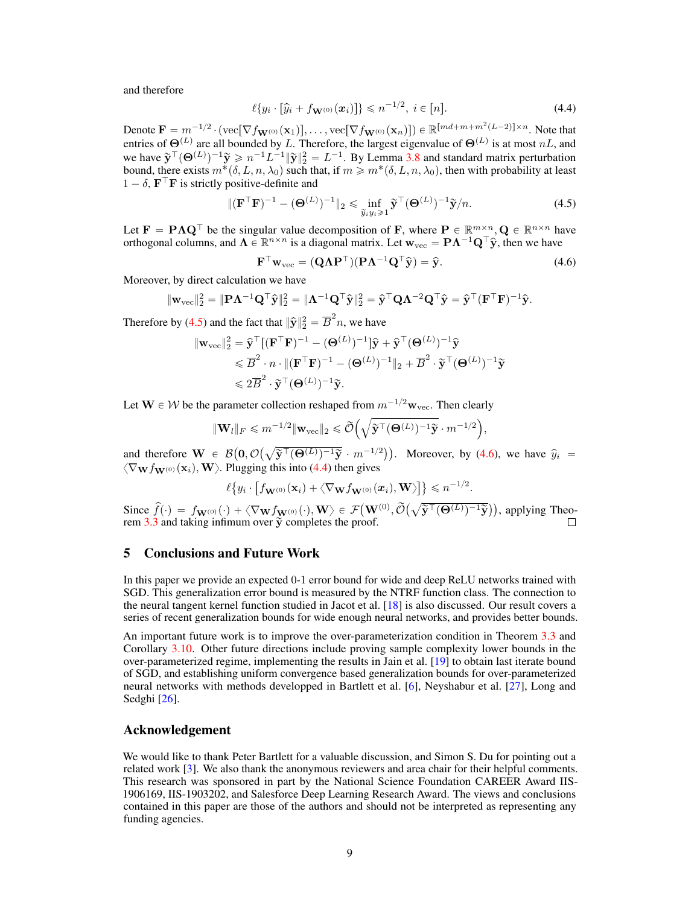and therefore

$$\ell\{y_i \cdot [\widehat{y}_i + f_{\mathbf{W}^{(0)}}(\boldsymbol{x}_i)]\} \leqslant n^{-1/2},\ i \in [n]. \tag{4.4}$$

Denote $\mathbf{F} = m^{-1/2} \cdot (\mathrm{vec}[\nabla f_{\mathbf{W}^{(0)}}(\mathbf{x}_1)], \ldots, \mathrm{vec}[\nabla f_{\mathbf{W}^{(0)}}(\mathbf{x}_n)]) \in \mathbb{R}^{[md+m+m^2(L-2)]\times n}$. Note that entries of $\mathbf{\Theta}^{(L)}$ are all bounded by $L$. Therefore, the largest eigenvalue of $\mathbf{\Theta}^{(L)}$ is at most $nL$, and we have $\widetilde{\mathbf{y}}^\top(\mathbf{\Theta}^{(L)})^{-1}\widetilde{\mathbf{y}} \geqslant n^{-1}L^{-1}\|\widetilde{\mathbf{y}}\|_2^2 = L^{-1}$. By Lemma 3.8 and standard matrix perturbation bound, there exists $m^*(\delta, L, n, \lambda_0)$ such that, if $m \geqslant m^*(\delta, L, n, \lambda_0)$, then with probability at least $1-\delta$, $\mathbf{F}^\top\mathbf{F}$ is strictly positive-definite and

$$\|(\mathbf{F}^\top\mathbf{F})^{-1} - (\mathbf{\Theta}^{(L)})^{-1}\|_2 \leqslant \inf_{\widetilde{y}_i y_i \geqslant 1} \widetilde{\mathbf{y}}^\top(\mathbf{\Theta}^{(L)})^{-1}\widetilde{\mathbf{y}}/n. \tag{4.5}$$

Let $\mathbf{F} = \mathbf{P}\mathbf{\Lambda}\mathbf{Q}^\top$ be the singular value decomposition of $\mathbf{F}$, where $\mathbf{P} \in \mathbb{R}^{m\times n}, \mathbf{Q} \in \mathbb{R}^{n\times n}$ have orthogonal columns, and $\mathbf{\Lambda} \in \mathbb{R}^{n\times n}$ is a diagonal matrix. Let $\mathbf{w}_{\mathrm{vec}} = \mathbf{P}\mathbf{\Lambda}^{-1}\mathbf{Q}^\top\widehat{\mathbf{y}}$, then we have

$$\mathbf{F}^\top\mathbf{w}_{\mathrm{vec}} = (\mathbf{Q}\mathbf{\Lambda}\mathbf{P}^\top)(\mathbf{P}\mathbf{\Lambda}^{-1}\mathbf{Q}^\top\widehat{\mathbf{y}}) = \widehat{\mathbf{y}}. \tag{4.6}$$

Moreover, by direct calculation we have

$$\|\mathbf{w}_{\mathrm{vec}}\|_2^2 = \|\mathbf{P}\mathbf{\Lambda}^{-1}\mathbf{Q}^\top\widehat{\mathbf{y}}\|_2^2 = \|\mathbf{\Lambda}^{-1}\mathbf{Q}^\top\widehat{\mathbf{y}}\|_2^2 = \widehat{\mathbf{y}}^\top\mathbf{Q}\mathbf{\Lambda}^{-2}\mathbf{Q}^\top\widehat{\mathbf{y}} = \widehat{\mathbf{y}}^\top(\mathbf{F}^\top\mathbf{F})^{-1}\widehat{\mathbf{y}}.$$

Therefore by (4.5) and the fact that $\|\widehat{\mathbf{y}}\|_2^2 = \overline{B}^2 n$, we have

$$\begin{aligned}
\|\mathbf{w}_{\mathrm{vec}}\|_2^2 &= \widehat{\mathbf{y}}^\top[(\mathbf{F}^\top\mathbf{F})^{-1} - (\mathbf{\Theta}^{(L)})^{-1}]\widehat{\mathbf{y}} + \widehat{\mathbf{y}}^\top(\mathbf{\Theta}^{(L)})^{-1}\widehat{\mathbf{y}} \\
&\leqslant \overline{B}^2 \cdot n \cdot \|(\mathbf{F}^\top\mathbf{F})^{-1} - (\mathbf{\Theta}^{(L)})^{-1}\|_2 + \overline{B}^2 \cdot \widetilde{\mathbf{y}}^\top(\mathbf{\Theta}^{(L)})^{-1}\widetilde{\mathbf{y}} \\
&\leqslant 2\overline{B}^2 \cdot \widetilde{\mathbf{y}}^\top(\mathbf{\Theta}^{(L)})^{-1}\widetilde{\mathbf{y}}.
\end{aligned}$$

Let $\mathbf{W} \in \mathcal{W}$ be the parameter collection reshaped from $m^{-1/2}\mathbf{w}_{\mathrm{vec}}$. Then clearly

$$\|\mathbf{W}_l\|_F \leqslant m^{-1/2}\|\mathbf{w}_{\mathrm{vec}}\|_2 \leqslant \widetilde{\mathcal{O}}\Big(\sqrt{\widetilde{\mathbf{y}}^\top(\mathbf{\Theta}^{(L)})^{-1}\widetilde{\mathbf{y}}} \cdot m^{-1/2}\Big),$$

and therefore $\mathbf{W} \in \mathcal{B}\big(\mathbf{0}, \mathcal{O}\big(\sqrt{\widetilde{\mathbf{y}}^\top(\mathbf{\Theta}^{(L)})^{-1}\widetilde{\mathbf{y}}} \cdot m^{-1/2}\big)\big)$. Moreover, by (4.6), we have $\widehat{y}_i = \langle\nabla_{\mathbf{W}} f_{\mathbf{W}^{(0)}}(\mathbf{x}_i), \mathbf{W}\rangle$. Plugging this into (4.4) then gives

$$\ell\big\{y_i \cdot \big[f_{\mathbf{W}^{(0)}}(\mathbf{x}_i) + \langle\nabla_{\mathbf{W}} f_{\mathbf{W}^{(0)}}(\boldsymbol{x}_i), \mathbf{W}\rangle\big]\big\} \leqslant n^{-1/2}.$$

Since $\widehat{f}(\cdot) = f_{\mathbf{W}^{(0)}}(\cdot) + \langle\nabla_{\mathbf{W}} f_{\mathbf{W}^{(0)}}(\cdot), \mathbf{W}\rangle \in \mathcal{F}\big(\mathbf{W}^{(0)}, \widetilde{\mathcal{O}}\big(\sqrt{\widetilde{\mathbf{y}}^\top(\mathbf{\Theta}^{(L)})^{-1}\widetilde{\mathbf{y}}}\big)\big)$, applying Theorem 3.3 and taking infimum over $\widetilde{\mathbf{y}}$ completes the proof. $\square$

## 5 Conclusions and Future Work

In this paper we provide an expected 0-1 error bound for wide and deep ReLU networks trained with SGD. This generalization error bound is measured by the NTRF function class. The connection to the neural tangent kernel function studied in Jacot et al. [18] is also discussed. Our result covers a series of recent generalization bounds for wide enough neural networks, and provides better bounds.

An important future work is to improve the over-parameterization condition in Theorem 3.3 and Corollary 3.10. Other future directions include proving sample complexity lower bounds in the over-parameterized regime, implementing the results in Jain et al. [19] to obtain last iterate bound of SGD, and establishing uniform convergence based generalization bounds for over-parameterized neural networks with methods developped in Bartlett et al. [6], Neyshabur et al. [27], Long and Sedghi [26].

## Acknowledgement

We would like to thank Peter Bartlett for a valuable discussion, and Simon S. Du for pointing out a related work [3]. We also thank the anonymous reviewers and area chair for their helpful comments. This research was sponsored in part by the National Science Foundation CAREER Award IIS-1906169, IIS-1903202, and Salesforce Deep Learning Research Award. The views and conclusions contained in this paper are those of the authors and should not be interpreted as representing any funding agencies.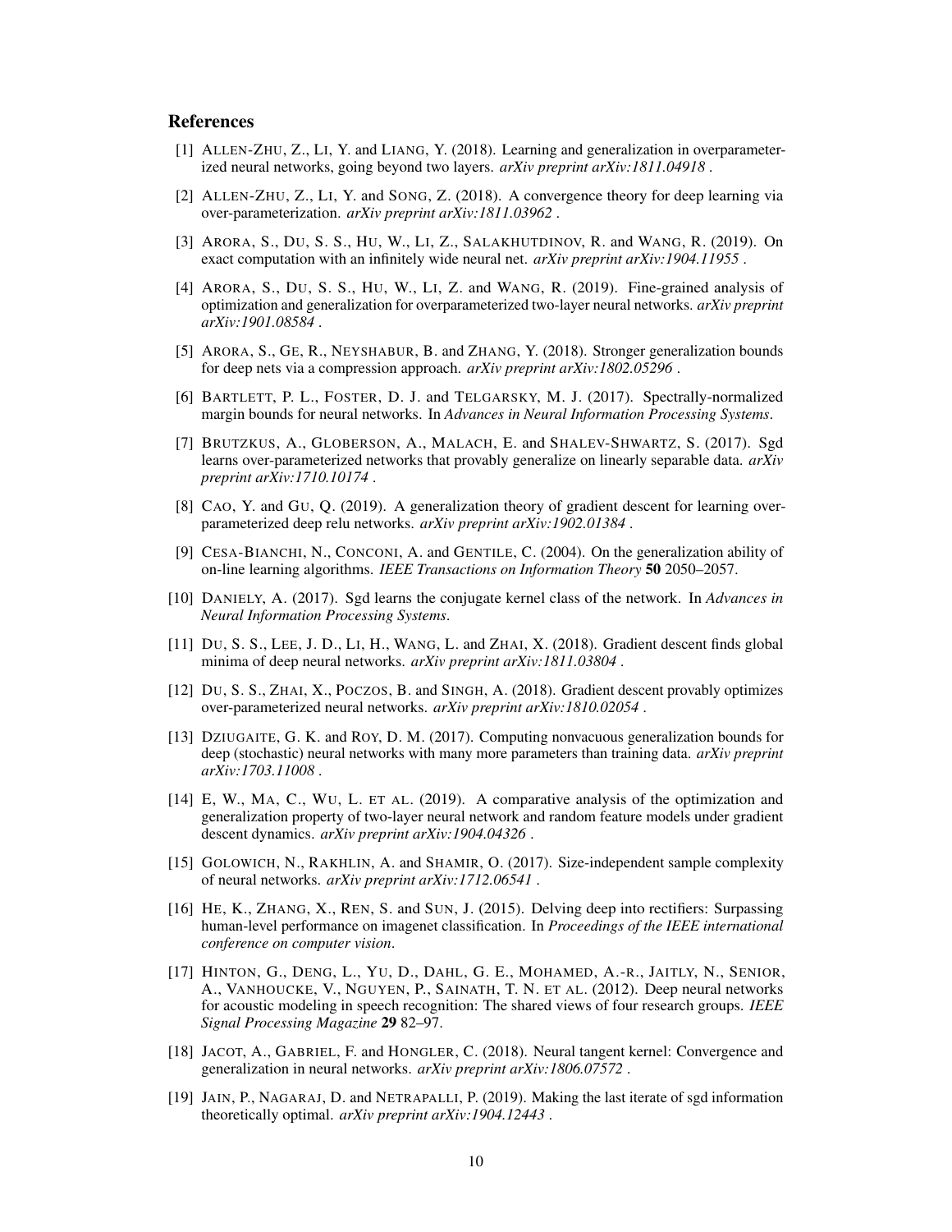## References

[1] Allen-Zhu, Z., Li, Y. and Liang, Y. (2018). Learning and generalization in overparameterized neural networks, going beyond two layers. *arXiv preprint arXiv:1811.04918* .

[2] Allen-Zhu, Z., Li, Y. and Song, Z. (2018). A convergence theory for deep learning via over-parameterization. *arXiv preprint arXiv:1811.03962* .

[3] Arora, S., Du, S. S., Hu, W., Li, Z., Salakhutdinov, R. and Wang, R. (2019). On exact computation with an infinitely wide neural net. *arXiv preprint arXiv:1904.11955* .

[4] Arora, S., Du, S. S., Hu, W., Li, Z. and Wang, R. (2019). Fine-grained analysis of optimization and generalization for overparameterized two-layer neural networks. *arXiv preprint arXiv:1901.08584* .

[5] Arora, S., Ge, R., Neyshabur, B. and Zhang, Y. (2018). Stronger generalization bounds for deep nets via a compression approach. *arXiv preprint arXiv:1802.05296* .

[6] Bartlett, P. L., Foster, D. J. and Telgarsky, M. J. (2017). Spectrally-normalized margin bounds for neural networks. In *Advances in Neural Information Processing Systems*.

[7] Brutzkus, A., Globerson, A., Malach, E. and Shalev-Shwartz, S. (2017). Sgd learns over-parameterized networks that provably generalize on linearly separable data. *arXiv preprint arXiv:1710.10174* .

[8] Cao, Y. and Gu, Q. (2019). A generalization theory of gradient descent for learning over-parameterized deep relu networks. *arXiv preprint arXiv:1902.01384* .

[9] Cesa-Bianchi, N., Conconi, A. and Gentile, C. (2004). On the generalization ability of on-line learning algorithms. *IEEE Transactions on Information Theory* **50** 2050–2057.

[10] Daniely, A. (2017). Sgd learns the conjugate kernel class of the network. In *Advances in Neural Information Processing Systems*.

[11] Du, S. S., Lee, J. D., Li, H., Wang, L. and Zhai, X. (2018). Gradient descent finds global minima of deep neural networks. *arXiv preprint arXiv:1811.03804* .

[12] Du, S. S., Zhai, X., Poczos, B. and Singh, A. (2018). Gradient descent provably optimizes over-parameterized neural networks. *arXiv preprint arXiv:1810.02054* .

[13] Dziugaite, G. K. and Roy, D. M. (2017). Computing nonvacuous generalization bounds for deep (stochastic) neural networks with many more parameters than training data. *arXiv preprint arXiv:1703.11008* .

[14] E, W., Ma, C., Wu, L. et al. (2019). A comparative analysis of the optimization and generalization property of two-layer neural network and random feature models under gradient descent dynamics. *arXiv preprint arXiv:1904.04326* .

[15] Golowich, N., Rakhlin, A. and Shamir, O. (2017). Size-independent sample complexity of neural networks. *arXiv preprint arXiv:1712.06541* .

[16] He, K., Zhang, X., Ren, S. and Sun, J. (2015). Delving deep into rectifiers: Surpassing human-level performance on imagenet classification. In *Proceedings of the IEEE international conference on computer vision*.

[17] Hinton, G., Deng, L., Yu, D., Dahl, G. E., Mohamed, A.-r., Jaitly, N., Senior, A., Vanhoucke, V., Nguyen, P., Sainath, T. N. et al. (2012). Deep neural networks for acoustic modeling in speech recognition: The shared views of four research groups. *IEEE Signal Processing Magazine* **29** 82–97.

[18] Jacot, A., Gabriel, F. and Hongler, C. (2018). Neural tangent kernel: Convergence and generalization in neural networks. *arXiv preprint arXiv:1806.07572* .

[19] Jain, P., Nagaraj, D. and Netrapalli, P. (2019). Making the last iterate of sgd information theoretically optimal. *arXiv preprint arXiv:1904.12443* .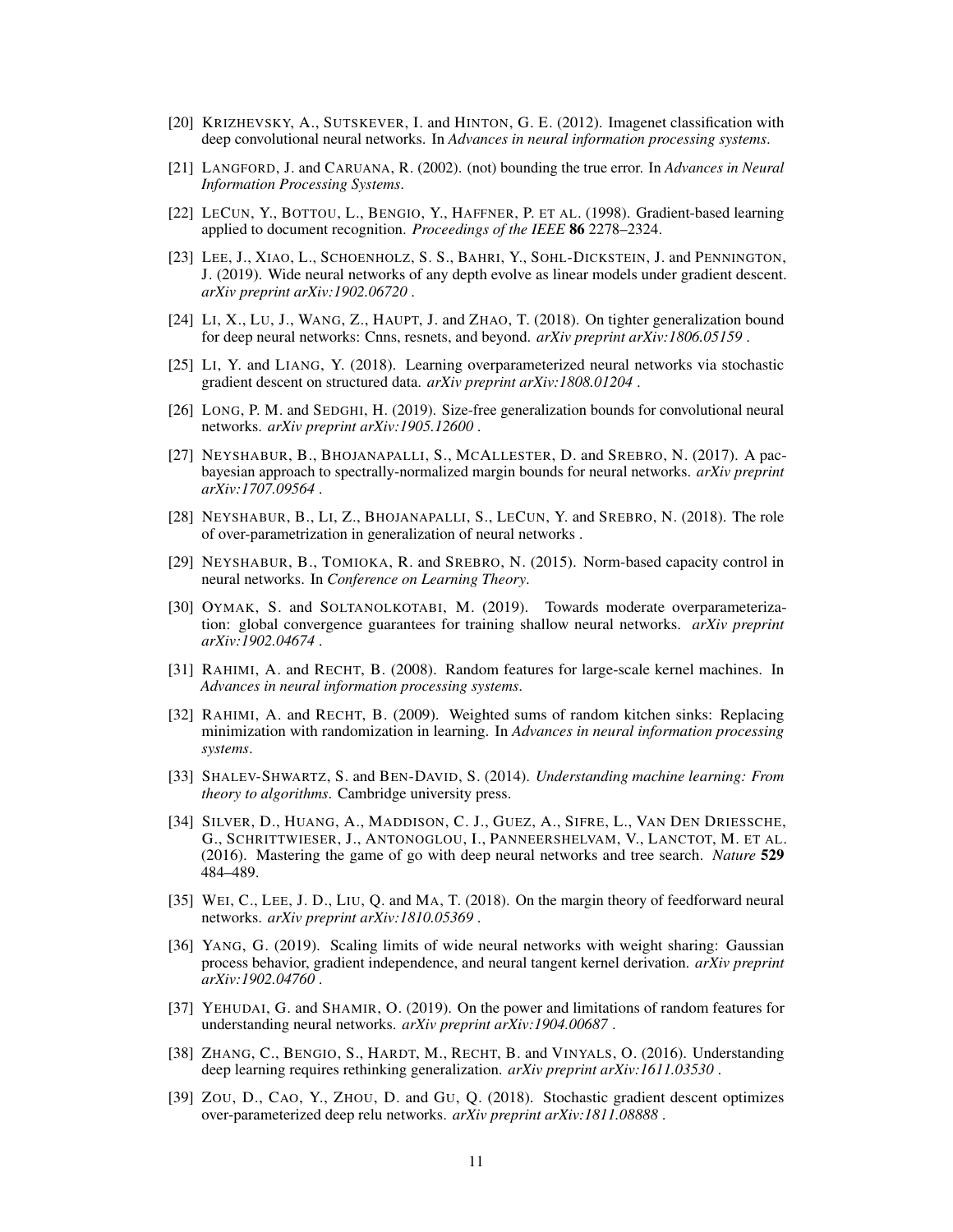[20] KRIZHEVSKY, A., SUTSKEVER, I. and HINTON, G. E. (2012). Imagenet classification with deep convolutional neural networks. In *Advances in neural information processing systems*.

[21] LANGFORD, J. and CARUANA, R. (2002). (not) bounding the true error. In *Advances in Neural Information Processing Systems*.

[22] LECUN, Y., BOTTOU, L., BENGIO, Y., HAFFNER, P. ET AL. (1998). Gradient-based learning applied to document recognition. *Proceedings of the IEEE* **86** 2278–2324.

[23] LEE, J., XIAO, L., SCHOENHOLZ, S. S., BAHRI, Y., SOHL-DICKSTEIN, J. and PENNINGTON, J. (2019). Wide neural networks of any depth evolve as linear models under gradient descent. *arXiv preprint arXiv:1902.06720* .

[24] LI, X., LU, J., WANG, Z., HAUPT, J. and ZHAO, T. (2018). On tighter generalization bound for deep neural networks: Cnns, resnets, and beyond. *arXiv preprint arXiv:1806.05159* .

[25] LI, Y. and LIANG, Y. (2018). Learning overparameterized neural networks via stochastic gradient descent on structured data. *arXiv preprint arXiv:1808.01204* .

[26] LONG, P. M. and SEDGHI, H. (2019). Size-free generalization bounds for convolutional neural networks. *arXiv preprint arXiv:1905.12600* .

[27] NEYSHABUR, B., BHOJANAPALLI, S., MCALLESTER, D. and SREBRO, N. (2017). A pac-bayesian approach to spectrally-normalized margin bounds for neural networks. *arXiv preprint arXiv:1707.09564* .

[28] NEYSHABUR, B., LI, Z., BHOJANAPALLI, S., LECUN, Y. and SREBRO, N. (2018). The role of over-parametrization in generalization of neural networks .

[29] NEYSHABUR, B., TOMIOKA, R. and SREBRO, N. (2015). Norm-based capacity control in neural networks. In *Conference on Learning Theory*.

[30] OYMAK, S. and SOLTANOLKOTABI, M. (2019). Towards moderate overparameterization: global convergence guarantees for training shallow neural networks. *arXiv preprint arXiv:1902.04674* .

[31] RAHIMI, A. and RECHT, B. (2008). Random features for large-scale kernel machines. In *Advances in neural information processing systems*.

[32] RAHIMI, A. and RECHT, B. (2009). Weighted sums of random kitchen sinks: Replacing minimization with randomization in learning. In *Advances in neural information processing systems*.

[33] SHALEV-SHWARTZ, S. and BEN-DAVID, S. (2014). *Understanding machine learning: From theory to algorithms*. Cambridge university press.

[34] SILVER, D., HUANG, A., MADDISON, C. J., GUEZ, A., SIFRE, L., VAN DEN DRIESSCHE, G., SCHRITTWIESER, J., ANTONOGLOU, I., PANNEERSHELVAM, V., LANCTOT, M. ET AL. (2016). Mastering the game of go with deep neural networks and tree search. *Nature* **529** 484–489.

[35] WEI, C., LEE, J. D., LIU, Q. and MA, T. (2018). On the margin theory of feedforward neural networks. *arXiv preprint arXiv:1810.05369* .

[36] YANG, G. (2019). Scaling limits of wide neural networks with weight sharing: Gaussian process behavior, gradient independence, and neural tangent kernel derivation. *arXiv preprint arXiv:1902.04760* .

[37] YEHUDAI, G. and SHAMIR, O. (2019). On the power and limitations of random features for understanding neural networks. *arXiv preprint arXiv:1904.00687* .

[38] ZHANG, C., BENGIO, S., HARDT, M., RECHT, B. and VINYALS, O. (2016). Understanding deep learning requires rethinking generalization. *arXiv preprint arXiv:1611.03530* .

[39] ZOU, D., CAO, Y., ZHOU, D. and GU, Q. (2018). Stochastic gradient descent optimizes over-parameterized deep relu networks. *arXiv preprint arXiv:1811.08888* .